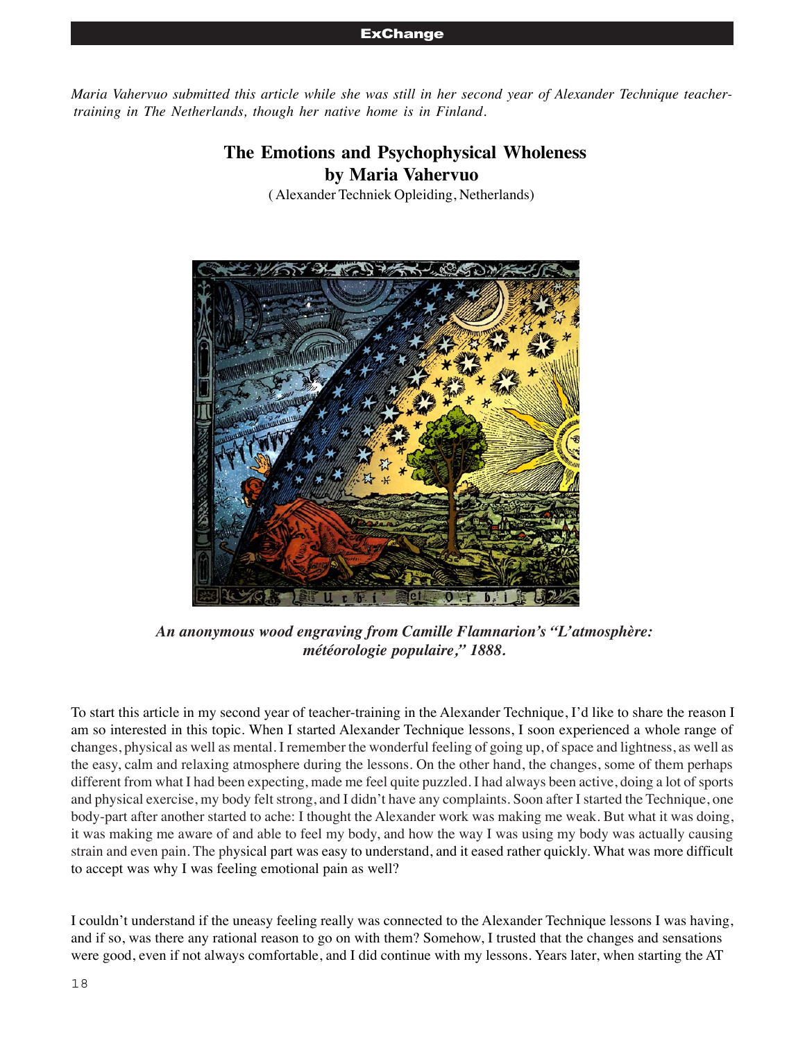*Maria Vahervuo submitted this article while she was still in her second year of Alexander Technique teacher-training in The Netherlands, though her native home is in Finland.*

# The Emotions and Psychophysical Wholeness
## by Maria Vahervuo

(Alexander Techniek Opleiding, Netherlands)

***An anonymous wood engraving from Camille Flamnarion's "L'atmosphère: météorologie populaire," 1888.***

To start this article in my second year of teacher-training in the Alexander Technique, I'd like to share the reason I am so interested in this topic. When I started Alexander Technique lessons, I soon experienced a whole range of changes, physical as well as mental. I remember the wonderful feeling of going up, of space and lightness, as well as the easy, calm and relaxing atmosphere during the lessons. On the other hand, the changes, some of them perhaps different from what I had been expecting, made me feel quite puzzled. I had always been active, doing a lot of sports and physical exercise, my body felt strong, and I didn't have any complaints. Soon after I started the Technique, one body-part after another started to ache: I thought the Alexander work was making me weak. But what it was doing, it was making me aware of and able to feel my body, and how the way I was using my body was actually causing strain and even pain. The physical part was easy to understand, and it eased rather quickly. What was more difficult to accept was why I was feeling emotional pain as well?

I couldn't understand if the uneasy feeling really was connected to the Alexander Technique lessons I was having, and if so, was there any rational reason to go on with them? Somehow, I trusted that the changes and sensations were good, even if not always comfortable, and I did continue with my lessons. Years later, when starting the AT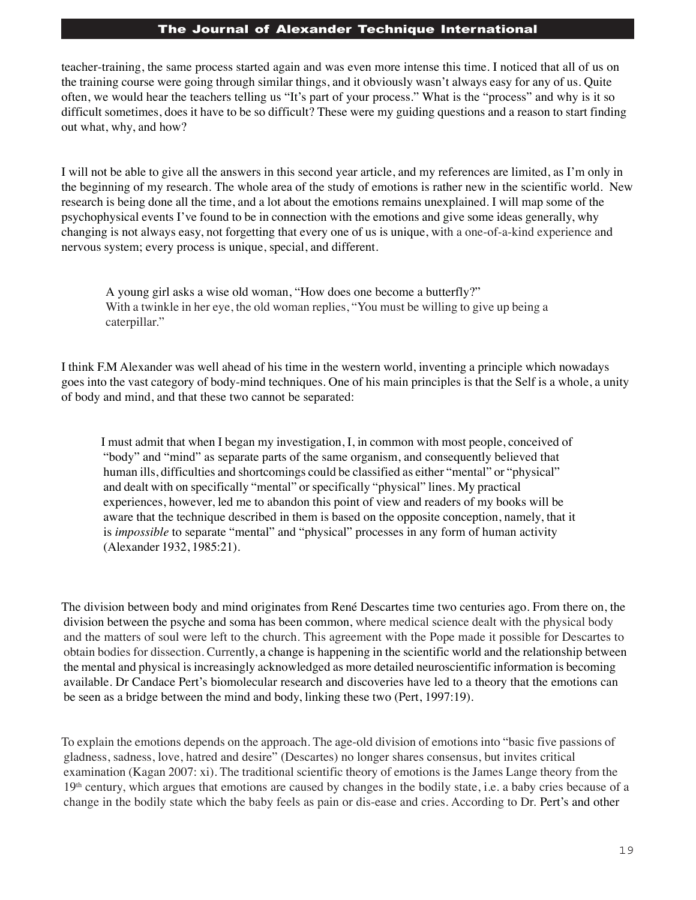teacher-training, the same process started again and was even more intense this time. I noticed that all of us on the training course were going through similar things, and it obviously wasn't always easy for any of us. Quite often, we would hear the teachers telling us "It's part of your process." What is the "process" and why is it so difficult sometimes, does it have to be so difficult? These were my guiding questions and a reason to start finding out what, why, and how?

I will not be able to give all the answers in this second year article, and my references are limited, as I'm only in the beginning of my research. The whole area of the study of emotions is rather new in the scientific world. New research is being done all the time, and a lot about the emotions remains unexplained. I will map some of the psychophysical events I've found to be in connection with the emotions and give some ideas generally, why changing is not always easy, not forgetting that every one of us is unique, with a one-of-a-kind experience and nervous system; every process is unique, special, and different.

> A young girl asks a wise old woman, "How does one become a butterfly?"
> With a twinkle in her eye, the old woman replies, "You must be willing to give up being a caterpillar."

I think F.M Alexander was well ahead of his time in the western world, inventing a principle which nowadays goes into the vast category of body-mind techniques. One of his main principles is that the Self is a whole, a unity of body and mind, and that these two cannot be separated:

> I must admit that when I began my investigation, I, in common with most people, conceived of "body" and "mind" as separate parts of the same organism, and consequently believed that human ills, difficulties and shortcomings could be classified as either "mental" or "physical" and dealt with on specifically "mental" or specifically "physical" lines. My practical experiences, however, led me to abandon this point of view and readers of my books will be aware that the technique described in them is based on the opposite conception, namely, that it is *impossible* to separate "mental" and "physical" processes in any form of human activity (Alexander 1932, 1985:21).

The division between body and mind originates from René Descartes time two centuries ago. From there on, the division between the psyche and soma has been common, where medical science dealt with the physical body and the matters of soul were left to the church. This agreement with the Pope made it possible for Descartes to obtain bodies for dissection. Currently, a change is happening in the scientific world and the relationship between the mental and physical is increasingly acknowledged as more detailed neuroscientific information is becoming available. Dr Candace Pert's biomolecular research and discoveries have led to a theory that the emotions can be seen as a bridge between the mind and body, linking these two (Pert, 1997:19).

To explain the emotions depends on the approach. The age-old division of emotions into "basic five passions of gladness, sadness, love, hatred and desire" (Descartes) no longer shares consensus, but invites critical examination (Kagan 2007: xi). The traditional scientific theory of emotions is the James Lange theory from the 19th century, which argues that emotions are caused by changes in the bodily state, i.e. a baby cries because of a change in the bodily state which the baby feels as pain or dis-ease and cries. According to Dr. Pert's and other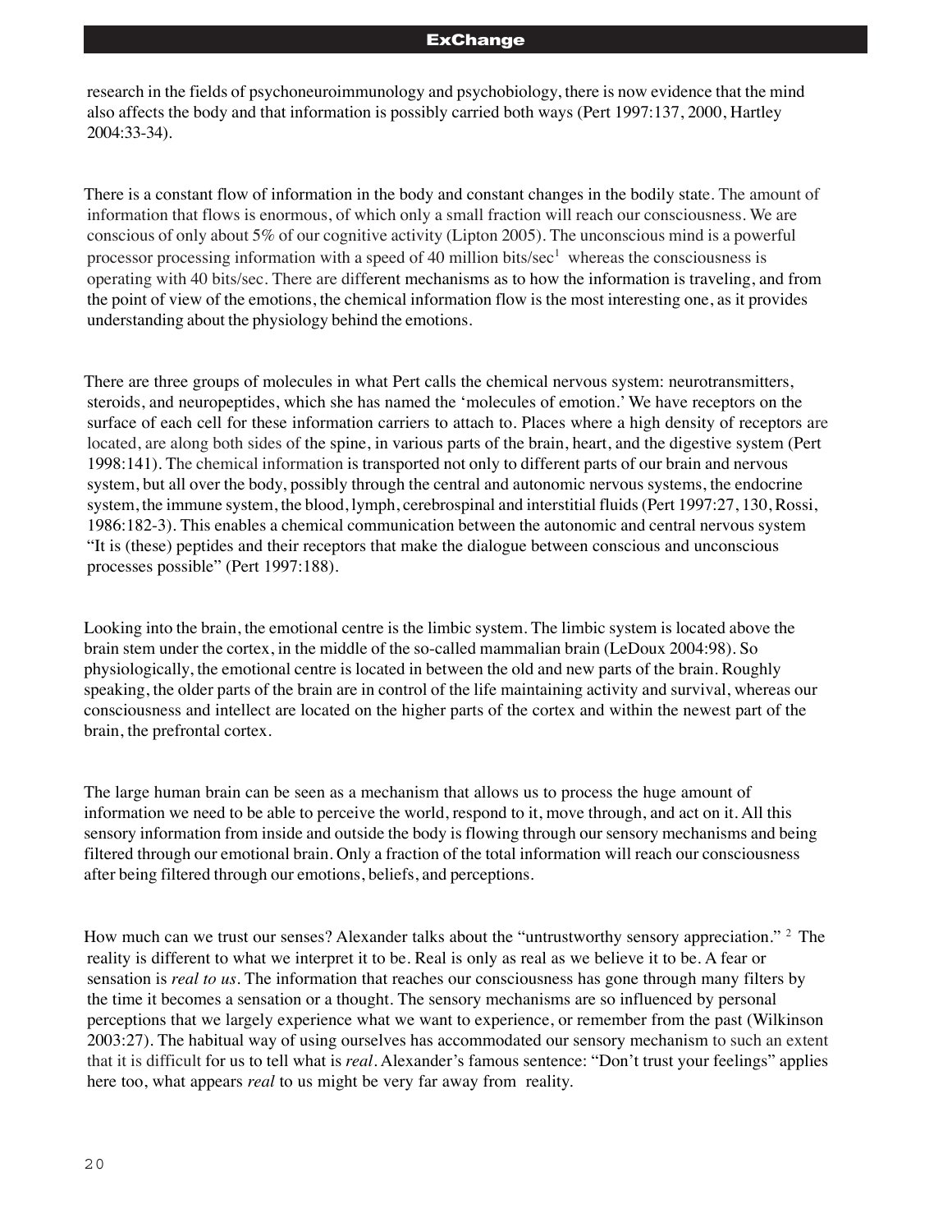research in the fields of psychoneuroimmunology and psychobiology, there is now evidence that the mind also affects the body and that information is possibly carried both ways (Pert 1997:137, 2000, Hartley 2004:33-34).

There is a constant flow of information in the body and constant changes in the bodily state. The amount of information that flows is enormous, of which only a small fraction will reach our consciousness. We are conscious of only about 5% of our cognitive activity (Lipton 2005). The unconscious mind is a powerful processor processing information with a speed of 40 million bits/sec[1] whereas the consciousness is operating with 40 bits/sec. There are different mechanisms as to how the information is traveling, and from the point of view of the emotions, the chemical information flow is the most interesting one, as it provides understanding about the physiology behind the emotions.

There are three groups of molecules in what Pert calls the chemical nervous system: neurotransmitters, steroids, and neuropeptides, which she has named the 'molecules of emotion.' We have receptors on the surface of each cell for these information carriers to attach to. Places where a high density of receptors are located, are along both sides of the spine, in various parts of the brain, heart, and the digestive system (Pert 1998:141). The chemical information is transported not only to different parts of our brain and nervous system, but all over the body, possibly through the central and autonomic nervous systems, the endocrine system, the immune system, the blood, lymph, cerebrospinal and interstitial fluids (Pert 1997:27, 130, Rossi, 1986:182-3). This enables a chemical communication between the autonomic and central nervous system "It is (these) peptides and their receptors that make the dialogue between conscious and unconscious processes possible" (Pert 1997:188).

Looking into the brain, the emotional centre is the limbic system. The limbic system is located above the brain stem under the cortex, in the middle of the so-called mammalian brain (LeDoux 2004:98). So physiologically, the emotional centre is located in between the old and new parts of the brain. Roughly speaking, the older parts of the brain are in control of the life maintaining activity and survival, whereas our consciousness and intellect are located on the higher parts of the cortex and within the newest part of the brain, the prefrontal cortex.

The large human brain can be seen as a mechanism that allows us to process the huge amount of information we need to be able to perceive the world, respond to it, move through, and act on it. All this sensory information from inside and outside the body is flowing through our sensory mechanisms and being filtered through our emotional brain. Only a fraction of the total information will reach our consciousness after being filtered through our emotions, beliefs, and perceptions.

How much can we trust our senses? Alexander talks about the "untrustworthy sensory appreciation." [2] The reality is different to what we interpret it to be. Real is only as real as we believe it to be. A fear or sensation is *real to us*. The information that reaches our consciousness has gone through many filters by the time it becomes a sensation or a thought. The sensory mechanisms are so influenced by personal perceptions that we largely experience what we want to experience, or remember from the past (Wilkinson 2003:27). The habitual way of using ourselves has accommodated our sensory mechanism to such an extent that it is difficult for us to tell what is *real*. Alexander's famous sentence: "Don't trust your feelings" applies here too, what appears *real* to us might be very far away from reality.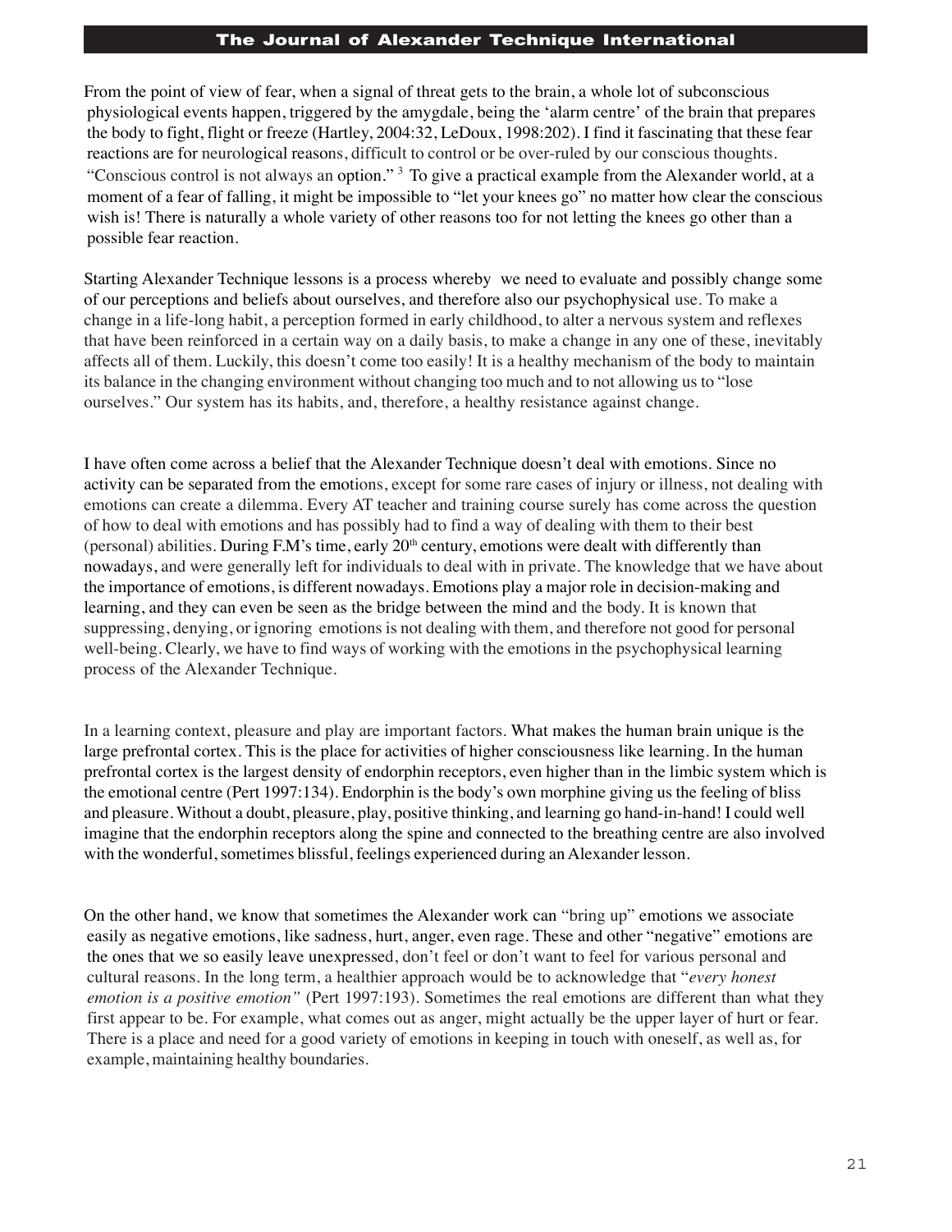From the point of view of fear, when a signal of threat gets to the brain, a whole lot of subconscious physiological events happen, triggered by the amygdale, being the 'alarm centre' of the brain that prepares the body to fight, flight or freeze (Hartley, 2004:32, LeDoux, 1998:202). I find it fascinating that these fear reactions are for neurological reasons, difficult to control or be over-ruled by our conscious thoughts. "Conscious control is not always an option." [3] To give a practical example from the Alexander world, at a moment of a fear of falling, it might be impossible to "let your knees go" no matter how clear the conscious wish is! There is naturally a whole variety of other reasons too for not letting the knees go other than a possible fear reaction.

Starting Alexander Technique lessons is a process whereby we need to evaluate and possibly change some of our perceptions and beliefs about ourselves, and therefore also our psychophysical use. To make a change in a life-long habit, a perception formed in early childhood, to alter a nervous system and reflexes that have been reinforced in a certain way on a daily basis, to make a change in any one of these, inevitably affects all of them. Luckily, this doesn't come too easily! It is a healthy mechanism of the body to maintain its balance in the changing environment without changing too much and to not allowing us to "lose ourselves." Our system has its habits, and, therefore, a healthy resistance against change.

I have often come across a belief that the Alexander Technique doesn't deal with emotions. Since no activity can be separated from the emotions, except for some rare cases of injury or illness, not dealing with emotions can create a dilemma. Every AT teacher and training course surely has come across the question of how to deal with emotions and has possibly had to find a way of dealing with them to their best (personal) abilities. During F.M's time, early 20th century, emotions were dealt with differently than nowadays, and were generally left for individuals to deal with in private. The knowledge that we have about the importance of emotions, is different nowadays. Emotions play a major role in decision-making and learning, and they can even be seen as the bridge between the mind and the body. It is known that suppressing, denying, or ignoring emotions is not dealing with them, and therefore not good for personal well-being. Clearly, we have to find ways of working with the emotions in the psychophysical learning process of the Alexander Technique.

In a learning context, pleasure and play are important factors. What makes the human brain unique is the large prefrontal cortex. This is the place for activities of higher consciousness like learning. In the human prefrontal cortex is the largest density of endorphin receptors, even higher than in the limbic system which is the emotional centre (Pert 1997:134). Endorphin is the body's own morphine giving us the feeling of bliss and pleasure. Without a doubt, pleasure, play, positive thinking, and learning go hand-in-hand! I could well imagine that the endorphin receptors along the spine and connected to the breathing centre are also involved with the wonderful, sometimes blissful, feelings experienced during an Alexander lesson.

On the other hand, we know that sometimes the Alexander work can "bring up" emotions we associate easily as negative emotions, like sadness, hurt, anger, even rage. These and other "negative" emotions are the ones that we so easily leave unexpressed, don't feel or don't want to feel for various personal and cultural reasons. In the long term, a healthier approach would be to acknowledge that "*every honest emotion is a positive emotion"* (Pert 1997:193). Sometimes the real emotions are different than what they first appear to be. For example, what comes out as anger, might actually be the upper layer of hurt or fear. There is a place and need for a good variety of emotions in keeping in touch with oneself, as well as, for example, maintaining healthy boundaries.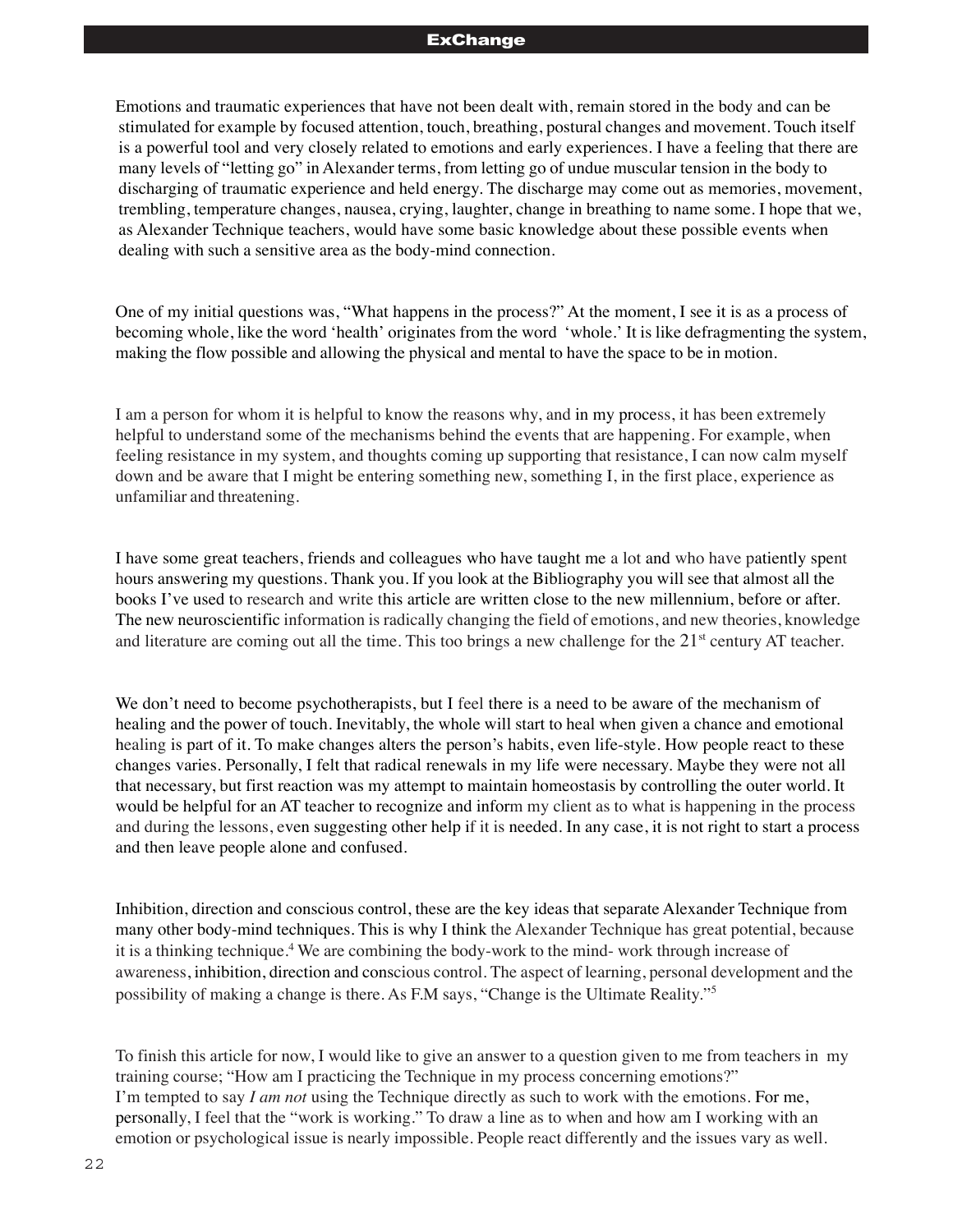Emotions and traumatic experiences that have not been dealt with, remain stored in the body and can be stimulated for example by focused attention, touch, breathing, postural changes and movement. Touch itself is a powerful tool and very closely related to emotions and early experiences. I have a feeling that there are many levels of "letting go" in Alexander terms, from letting go of undue muscular tension in the body to discharging of traumatic experience and held energy. The discharge may come out as memories, movement, trembling, temperature changes, nausea, crying, laughter, change in breathing to name some. I hope that we, as Alexander Technique teachers, would have some basic knowledge about these possible events when dealing with such a sensitive area as the body-mind connection.

One of my initial questions was, "What happens in the process?" At the moment, I see it is as a process of becoming whole, like the word 'health' originates from the word 'whole.' It is like defragmenting the system, making the flow possible and allowing the physical and mental to have the space to be in motion.

I am a person for whom it is helpful to know the reasons why, and in my process, it has been extremely helpful to understand some of the mechanisms behind the events that are happening. For example, when feeling resistance in my system, and thoughts coming up supporting that resistance, I can now calm myself down and be aware that I might be entering something new, something I, in the first place, experience as unfamiliar and threatening.

I have some great teachers, friends and colleagues who have taught me a lot and who have patiently spent hours answering my questions. Thank you. If you look at the Bibliography you will see that almost all the books I've used to research and write this article are written close to the new millennium, before or after. The new neuroscientific information is radically changing the field of emotions, and new theories, knowledge and literature are coming out all the time. This too brings a new challenge for the 21st century AT teacher.

We don't need to become psychotherapists, but I feel there is a need to be aware of the mechanism of healing and the power of touch. Inevitably, the whole will start to heal when given a chance and emotional healing is part of it. To make changes alters the person's habits, even life-style. How people react to these changes varies. Personally, I felt that radical renewals in my life were necessary. Maybe they were not all that necessary, but first reaction was my attempt to maintain homeostasis by controlling the outer world. It would be helpful for an AT teacher to recognize and inform my client as to what is happening in the process and during the lessons, even suggesting other help if it is needed. In any case, it is not right to start a process and then leave people alone and confused.

Inhibition, direction and conscious control, these are the key ideas that separate Alexander Technique from many other body-mind techniques. This is why I think the Alexander Technique has great potential, because it is a thinking technique.[4] We are combining the body-work to the mind- work through increase of awareness, inhibition, direction and conscious control. The aspect of learning, personal development and the possibility of making a change is there. As F.M says, "Change is the Ultimate Reality."[5]

To finish this article for now, I would like to give an answer to a question given to me from teachers in my training course; "How am I practicing the Technique in my process concerning emotions?"
I'm tempted to say *I am not* using the Technique directly as such to work with the emotions. For me, personally, I feel that the "work is working." To draw a line as to when and how am I working with an emotion or psychological issue is nearly impossible. People react differently and the issues vary as well.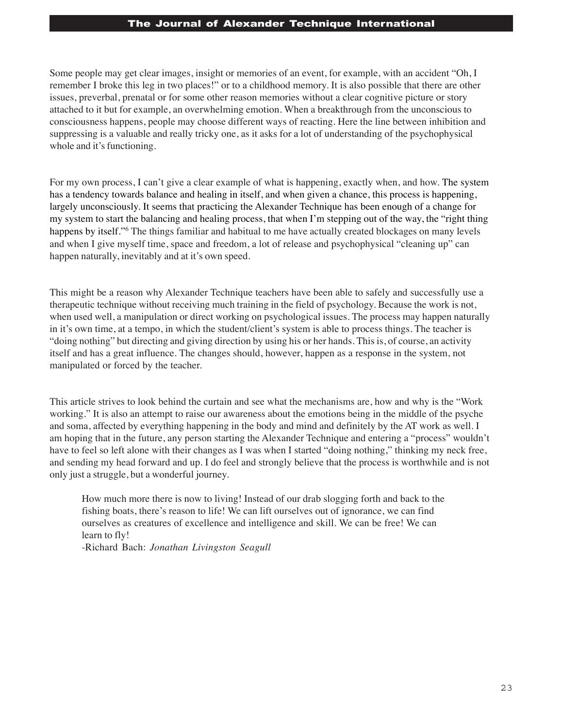Some people may get clear images, insight or memories of an event, for example, with an accident "Oh, I remember I broke this leg in two places!" or to a childhood memory. It is also possible that there are other issues, preverbal, prenatal or for some other reason memories without a clear cognitive picture or story attached to it but for example, an overwhelming emotion. When a breakthrough from the unconscious to consciousness happens, people may choose different ways of reacting. Here the line between inhibition and suppressing is a valuable and really tricky one, as it asks for a lot of understanding of the psychophysical whole and it's functioning.

For my own process, I can't give a clear example of what is happening, exactly when, and how. The system has a tendency towards balance and healing in itself, and when given a chance, this process is happening, largely unconsciously. It seems that practicing the Alexander Technique has been enough of a change for my system to start the balancing and healing process, that when I'm stepping out of the way, the "right thing happens by itself."[6] The things familiar and habitual to me have actually created blockages on many levels and when I give myself time, space and freedom, a lot of release and psychophysical "cleaning up" can happen naturally, inevitably and at it's own speed.

This might be a reason why Alexander Technique teachers have been able to safely and successfully use a therapeutic technique without receiving much training in the field of psychology. Because the work is not, when used well, a manipulation or direct working on psychological issues. The process may happen naturally in it's own time, at a tempo, in which the student/client's system is able to process things. The teacher is "doing nothing" but directing and giving direction by using his or her hands. This is, of course, an activity itself and has a great influence. The changes should, however, happen as a response in the system, not manipulated or forced by the teacher.

This article strives to look behind the curtain and see what the mechanisms are, how and why is the "Work working." It is also an attempt to raise our awareness about the emotions being in the middle of the psyche and soma, affected by everything happening in the body and mind and definitely by the AT work as well. I am hoping that in the future, any person starting the Alexander Technique and entering a "process" wouldn't have to feel so left alone with their changes as I was when I started "doing nothing," thinking my neck free, and sending my head forward and up. I do feel and strongly believe that the process is worthwhile and is not only just a struggle, but a wonderful journey.

> How much more there is now to living! Instead of our drab slogging forth and back to the fishing boats, there's reason to life! We can lift ourselves out of ignorance, we can find ourselves as creatures of excellence and intelligence and skill. We can be free! We can learn to fly!
> -Richard Bach: *Jonathan Livingston Seagull*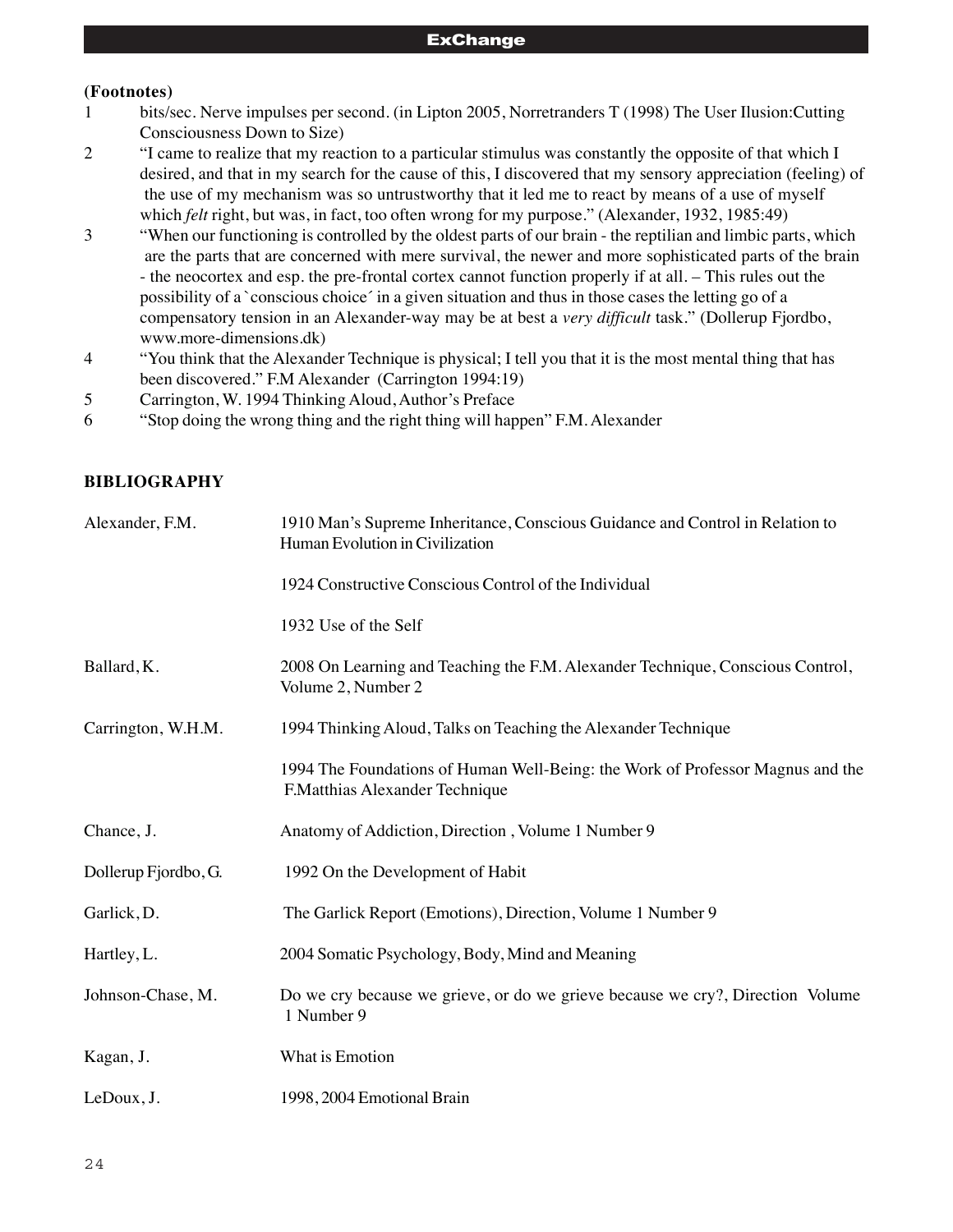**(Footnotes)**

1. bits/sec. Nerve impulses per second. (in Lipton 2005, Norretranders T (1998) The User Ilusion:Cutting Consciousness Down to Size)
2. "I came to realize that my reaction to a particular stimulus was constantly the opposite of that which I desired, and that in my search for the cause of this, I discovered that my sensory appreciation (feeling) of the use of my mechanism was so untrustworthy that it led me to react by means of a use of myself which *felt* right, but was, in fact, too often wrong for my purpose." (Alexander, 1932, 1985:49)
3. "When our functioning is controlled by the oldest parts of our brain - the reptilian and limbic parts, which are the parts that are concerned with mere survival, the newer and more sophisticated parts of the brain - the neocortex and esp. the pre-frontal cortex cannot function properly if at all. – This rules out the possibility of a `conscious choice´ in a given situation and thus in those cases the letting go of a compensatory tension in an Alexander-way may be at best a *very difficult* task." (Dollerup Fjordbo, www.more-dimensions.dk)
4. "You think that the Alexander Technique is physical; I tell you that it is the most mental thing that has been discovered." F.M Alexander (Carrington 1994:19)
5. Carrington, W. 1994 Thinking Aloud, Author's Preface
6. "Stop doing the wrong thing and the right thing will happen" F.M. Alexander

## BIBLIOGRAPHY

| | |
|---|---|
| Alexander, F.M. | 1910 Man's Supreme Inheritance, Conscious Guidance and Control in Relation to Human Evolution in Civilization |
| | 1924 Constructive Conscious Control of the Individual |
| | 1932 Use of the Self |
| Ballard, K. | 2008 On Learning and Teaching the F.M. Alexander Technique, Conscious Control, Volume 2, Number 2 |
| Carrington, W.H.M. | 1994 Thinking Aloud, Talks on Teaching the Alexander Technique |
| | 1994 The Foundations of Human Well-Being: the Work of Professor Magnus and the F.Matthias Alexander Technique |
| Chance, J. | Anatomy of Addiction, Direction , Volume 1 Number 9 |
| Dollerup Fjordbo, G. | 1992 On the Development of Habit |
| Garlick, D. | The Garlick Report (Emotions), Direction, Volume 1 Number 9 |
| Hartley, L. | 2004 Somatic Psychology, Body, Mind and Meaning |
| Johnson-Chase, M. | Do we cry because we grieve, or do we grieve because we cry?, Direction Volume 1 Number 9 |
| Kagan, J. | What is Emotion |
| LeDoux, J. | 1998, 2004 Emotional Brain |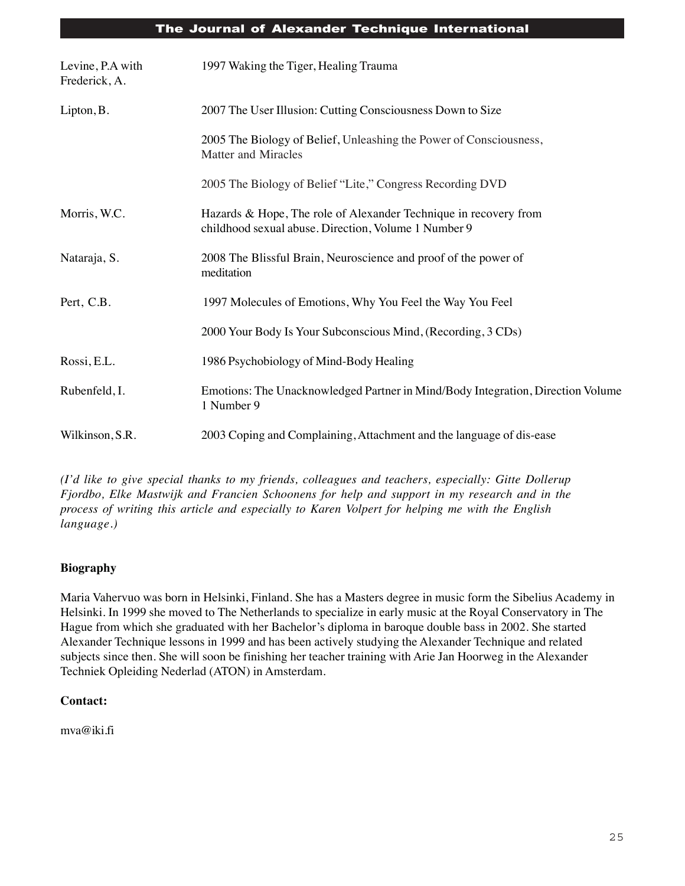| | |
|---|---|
| Levine, P.A with Frederick, A. | 1997 Waking the Tiger, Healing Trauma |
| Lipton, B. | 2007 The User Illusion: Cutting Consciousness Down to Size |
| | 2005 The Biology of Belief, Unleashing the Power of Consciousness, Matter and Miracles |
| | 2005 The Biology of Belief "Lite," Congress Recording DVD |
| Morris, W.C. | Hazards & Hope, The role of Alexander Technique in recovery from childhood sexual abuse. Direction, Volume 1 Number 9 |
| Nataraja, S. | 2008 The Blissful Brain, Neuroscience and proof of the power of meditation |
| Pert, C.B. | 1997 Molecules of Emotions, Why You Feel the Way You Feel |
| | 2000 Your Body Is Your Subconscious Mind, (Recording, 3 CDs) |
| Rossi, E.L. | 1986 Psychobiology of Mind-Body Healing |
| Rubenfeld, I. | Emotions: The Unacknowledged Partner in Mind/Body Integration, Direction Volume 1 Number 9 |
| Wilkinson, S.R. | 2003 Coping and Complaining, Attachment and the language of dis-ease |

*(I'd like to give special thanks to my friends, colleagues and teachers, especially: Gitte Dollerup Fjordbo, Elke Mastwijk and Francien Schoonens for help and support in my research and in the process of writing this article and especially to Karen Volpert for helping me with the English language.)*

**Biography**

Maria Vahervuo was born in Helsinki, Finland. She has a Masters degree in music form the Sibelius Academy in Helsinki. In 1999 she moved to The Netherlands to specialize in early music at the Royal Conservatory in The Hague from which she graduated with her Bachelor's diploma in baroque double bass in 2002. She started Alexander Technique lessons in 1999 and has been actively studying the Alexander Technique and related subjects since then. She will soon be finishing her teacher training with Arie Jan Hoorweg in the Alexander Techniek Opleiding Nederlad (ATON) in Amsterdam.

**Contact:**

mva@iki.fi